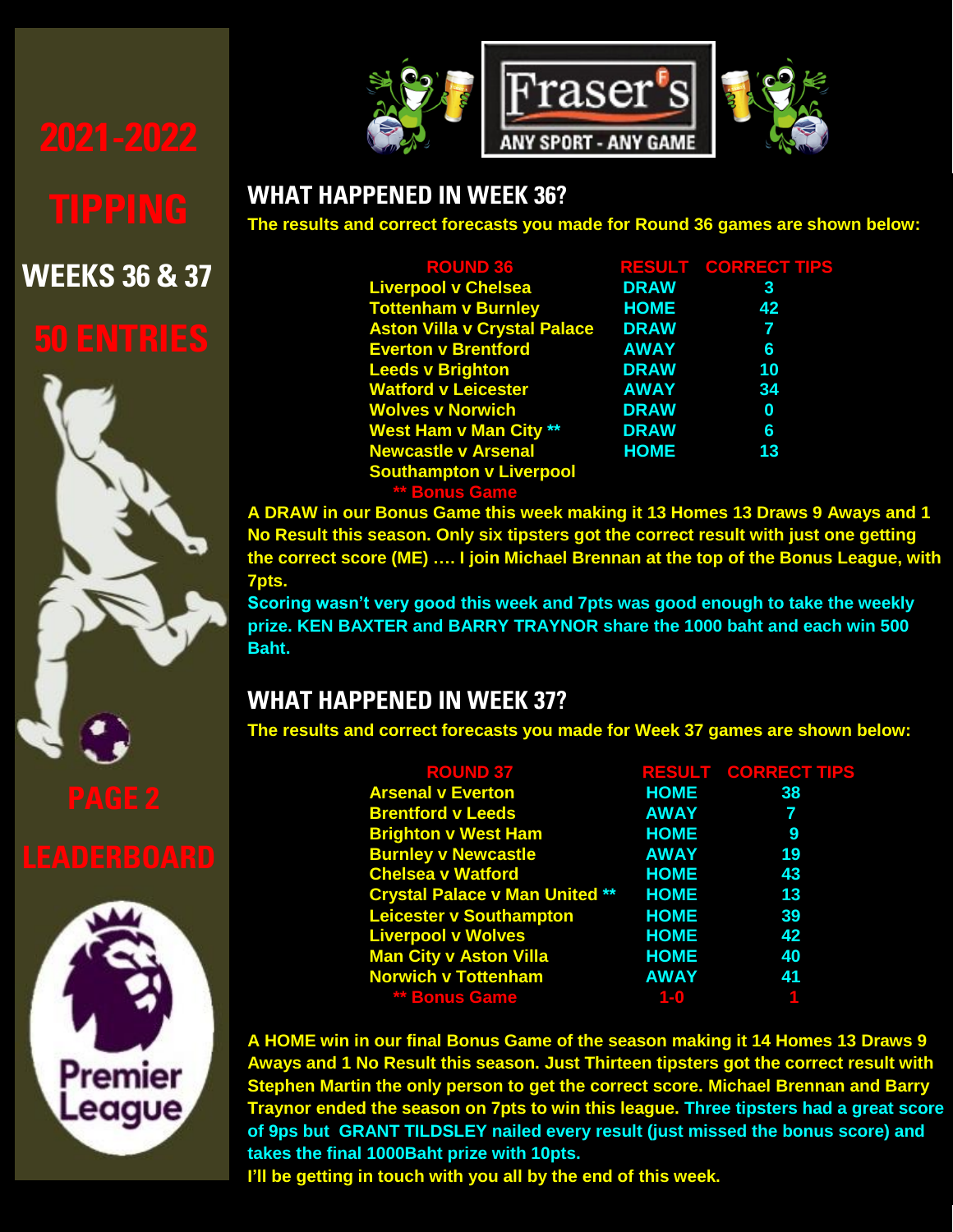# 2021-2022

# TIPPING

## WEEKS 36 & 37

## 50 ENTRIES

Fraser's

ANY SPORT - ANY GAME

## WHAT HAPPENED IN WEEK 36?

**The results and correct forecasts you made for Round 36 games are shown below:**

| ROUND 36 | RESULT | CORRECT TIPS |
|---|---|---|
| Liverpool v Chelsea | DRAW | 3 |
| Tottenham v Burnley | HOME | 42 |
| Aston Villa v Crystal Palace | DRAW | 7 |
| Everton v Brentford | AWAY | 6 |
| Leeds v Brighton | DRAW | 10 |
| Watford v Leicester | AWAY | 34 |
| Wolves v Norwich | DRAW | 0 |
| West Ham v Man City ** | DRAW | 6 |
| Newcastle v Arsenal | HOME | 13 |
| Southampton v Liverpool | | |
| ** Bonus Game | | |

**A DRAW in our Bonus Game this week making it 13 Homes 13 Draws 9 Aways and 1 No Result this season. Only six tipsters got the correct result with just one getting the correct score (ME) …. I join Michael Brennan at the top of the Bonus League, with 7pts.**

**Scoring wasn't very good this week and 7pts was good enough to take the weekly prize. KEN BAXTER and BARRY TRAYNOR share the 1000 baht and each win 500 Baht.**

## WHAT HAPPENED IN WEEK 37?

**The results and correct forecasts you made for Week 37 games are shown below:**

| ROUND 37 | RESULT | CORRECT TIPS |
|---|---|---|
| Arsenal v Everton | HOME | 38 |
| Brentford v Leeds | AWAY | 7 |
| Brighton v West Ham | HOME | 9 |
| Burnley v Newcastle | AWAY | 19 |
| Chelsea v Watford | HOME | 43 |
| Crystal Palace v Man United ** | HOME | 13 |
| Leicester v Southampton | HOME | 39 |
| Liverpool v Wolves | HOME | 42 |
| Man City v Aston Villa | HOME | 40 |
| Norwich v Tottenham | AWAY | 41 |
| ** Bonus Game | 1-0 | 1 |

**A HOME win in our final Bonus Game of the season making it 14 Homes 13 Draws 9 Aways and 1 No Result this season. Just Thirteen tipsters got the correct result with Stephen Martin the only person to get the correct score. Michael Brennan and Barry Traynor ended the season on 7pts to win this league. Three tipsters had a great score of 9ps but GRANT TILDSLEY nailed every result (just missed the bonus score) and takes the final 1000Baht prize with 10pts.**

**I'll be getting in touch with you all by the end of this week.**

## PAGE 2

## LEADERBOARD

Premier League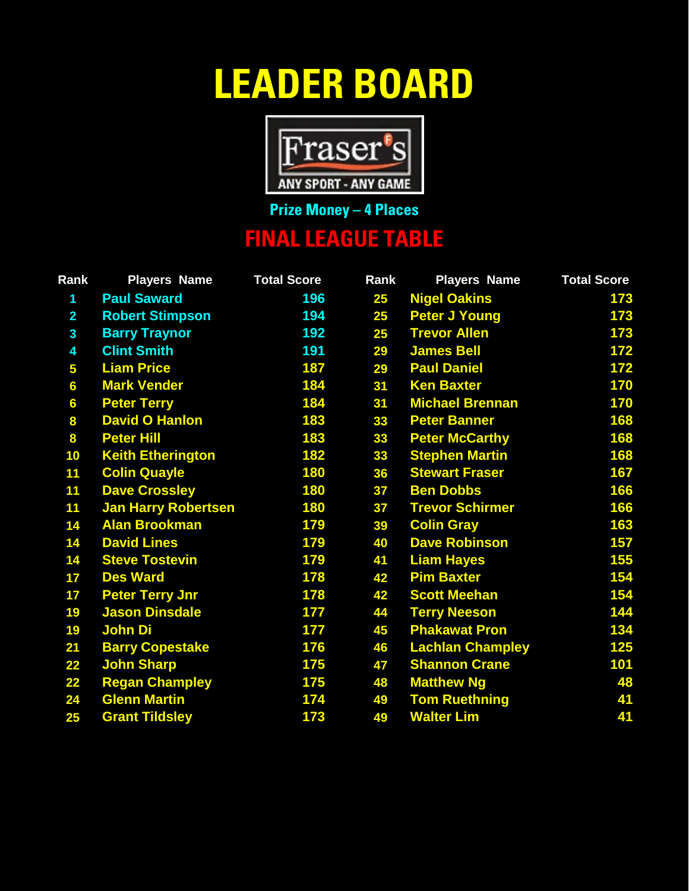# LEADER BOARD

Fraser's
ANY SPORT - ANY GAME

Prize Money – 4 Places

## FINAL LEAGUE TABLE

| Rank | Players Name | Total Score | Rank | Players Name | Total Score |
|---|---|---|---|---|---|
| 1 | Paul Saward | 196 | 25 | Nigel Oakins | 173 |
| 2 | Robert Stimpson | 194 | 25 | Peter J Young | 173 |
| 3 | Barry Traynor | 192 | 25 | Trevor Allen | 173 |
| 4 | Clint Smith | 191 | 29 | James Bell | 172 |
| 5 | Liam Price | 187 | 29 | Paul Daniel | 172 |
| 6 | Mark Vender | 184 | 31 | Ken Baxter | 170 |
| 6 | Peter Terry | 184 | 31 | Michael Brennan | 170 |
| 8 | David O Hanlon | 183 | 33 | Peter Banner | 168 |
| 8 | Peter Hill | 183 | 33 | Peter McCarthy | 168 |
| 10 | Keith Etherington | 182 | 33 | Stephen Martin | 168 |
| 11 | Colin Quayle | 180 | 36 | Stewart Fraser | 167 |
| 11 | Dave Crossley | 180 | 37 | Ben Dobbs | 166 |
| 11 | Jan Harry Robertsen | 180 | 37 | Trevor Schirmer | 166 |
| 14 | Alan Brookman | 179 | 39 | Colin Gray | 163 |
| 14 | David Lines | 179 | 40 | Dave Robinson | 157 |
| 14 | Steve Tostevin | 179 | 41 | Liam Hayes | 155 |
| 17 | Des Ward | 178 | 42 | Pim Baxter | 154 |
| 17 | Peter Terry Jnr | 178 | 42 | Scott Meehan | 154 |
| 19 | Jason Dinsdale | 177 | 44 | Terry Neeson | 144 |
| 19 | John Di | 177 | 45 | Phakawat Pron | 134 |
| 21 | Barry Copestake | 176 | 46 | Lachlan Champley | 125 |
| 22 | John Sharp | 175 | 47 | Shannon Crane | 101 |
| 22 | Regan Champley | 175 | 48 | Matthew Ng | 48 |
| 24 | Glenn Martin | 174 | 49 | Tom Ruethning | 41 |
| 25 | Grant Tildsley | 173 | 49 | Walter Lim | 41 |